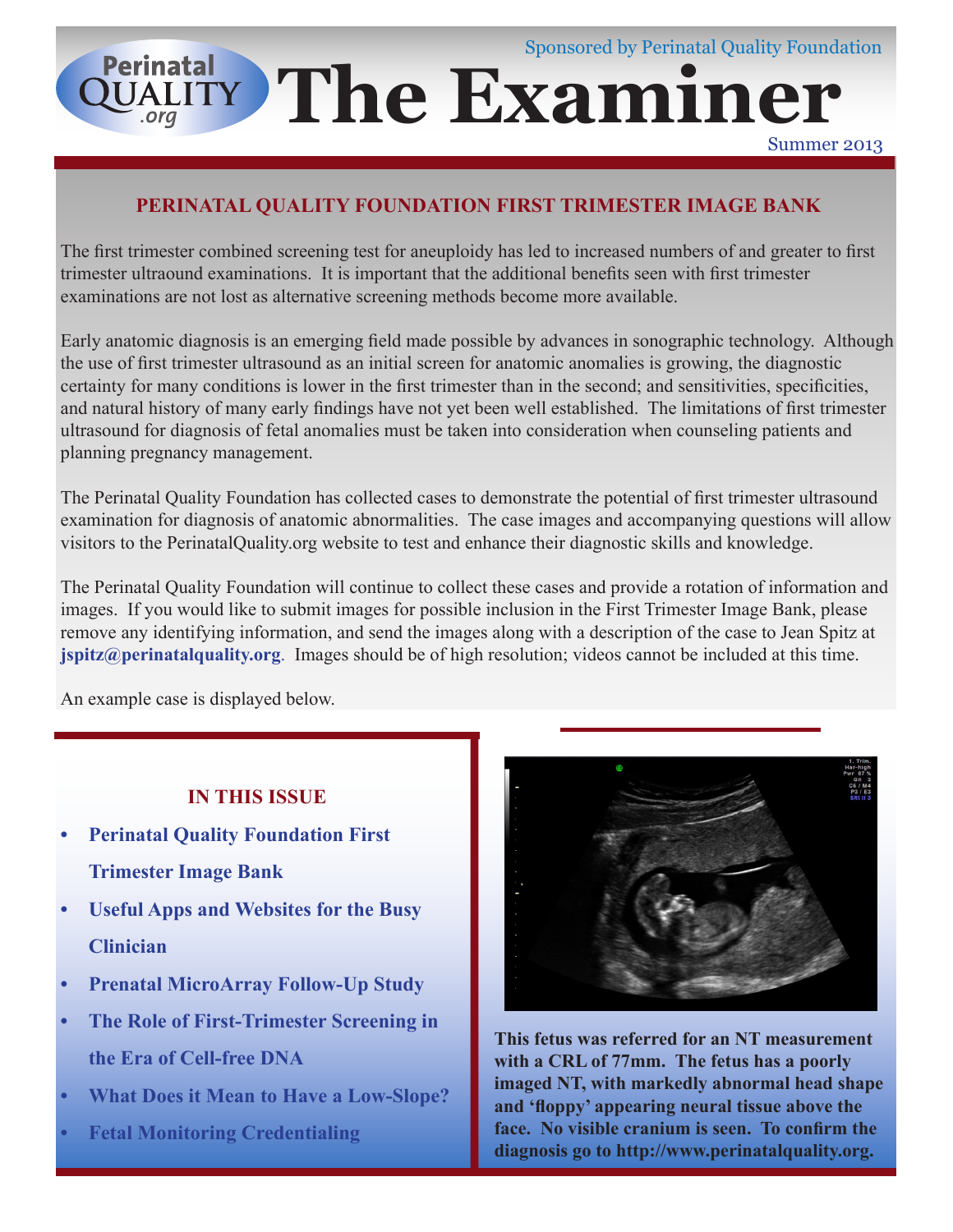Sponsored by Perinatal Quality Foundation

# The Examiner

Summer 2013

## PERINATAL QUALITY FOUNDATION FIRST TRIMESTER IMAGE BANK

The first trimester combined screening test for aneuploidy has led to increased numbers of and greater to first trimester ultraound examinations. It is important that the additional benefits seen with first trimester examinations are not lost as alternative screening methods become more available.

Early anatomic diagnosis is an emerging field made possible by advances in sonographic technology. Although the use of first trimester ultrasound as an initial screen for anatomic anomalies is growing, the diagnostic certainty for many conditions is lower in the first trimester than in the second; and sensitivities, specificities, and natural history of many early findings have not yet been well established. The limitations of first trimester ultrasound for diagnosis of fetal anomalies must be taken into consideration when counseling patients and planning pregnancy management.

The Perinatal Quality Foundation has collected cases to demonstrate the potential of first trimester ultrasound examination for diagnosis of anatomic abnormalities. The case images and accompanying questions will allow visitors to the PerinatalQuality.org website to test and enhance their diagnostic skills and knowledge.

The Perinatal Quality Foundation will continue to collect these cases and provide a rotation of information and images. If you would like to submit images for possible inclusion in the First Trimester Image Bank, please remove any identifying information, and send the images along with a description of the case to Jean Spitz at **jspitz@perinatalquality.org**. Images should be of high resolution; videos cannot be included at this time.

An example case is displayed below.

### IN THIS ISSUE

- **Perinatal Quality Foundation First Trimester Image Bank**
- **Useful Apps and Websites for the Busy Clinician**
- **Prenatal MicroArray Follow-Up Study**
- **The Role of First-Trimester Screening in the Era of Cell-free DNA**
- **What Does it Mean to Have a Low-Slope?**
- **Fetal Monitoring Credentialing**

**This fetus was referred for an NT measurement with a CRL of 77mm. The fetus has a poorly imaged NT, with markedly abnormal head shape and 'floppy' appearing neural tissue above the face. No visible cranium is seen. To confirm the diagnosis go to http://www.perinatalquality.org.**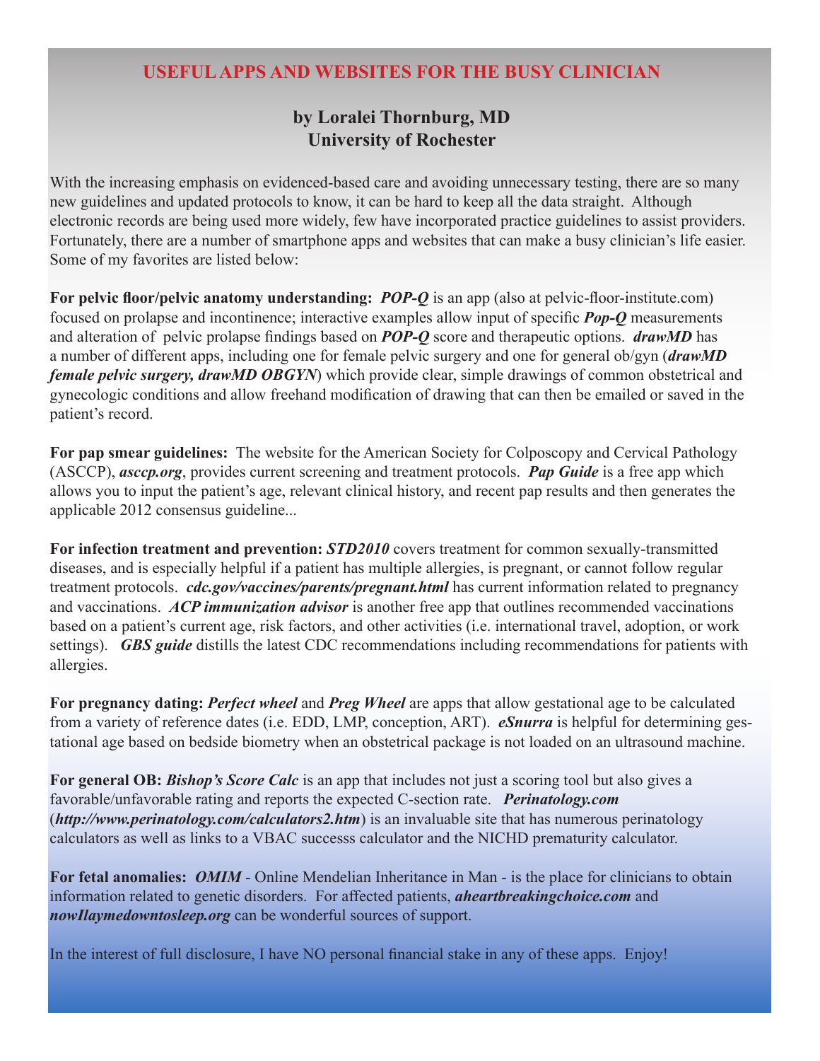## USEFUL APPS AND WEBSITES FOR THE BUSY CLINICIAN

### by Loralei Thornburg, MD
### University of Rochester

With the increasing emphasis on evidenced-based care and avoiding unnecessary testing, there are so many new guidelines and updated protocols to know, it can be hard to keep all the data straight. Although electronic records are being used more widely, few have incorporated practice guidelines to assist providers. Fortunately, there are a number of smartphone apps and websites that can make a busy clinician's life easier. Some of my favorites are listed below:

**For pelvic floor/pelvic anatomy understanding:** ***POP-Q*** is an app (also at pelvic-floor-institute.com) focused on prolapse and incontinence; interactive examples allow input of specific ***Pop-Q*** measurements and alteration of pelvic prolapse findings based on ***POP-Q*** score and therapeutic options. ***drawMD*** has a number of different apps, including one for female pelvic surgery and one for general ob/gyn (***drawMD female pelvic surgery, drawMD OBGYN***) which provide clear, simple drawings of common obstetrical and gynecologic conditions and allow freehand modification of drawing that can then be emailed or saved in the patient's record.

**For pap smear guidelines:** The website for the American Society for Colposcopy and Cervical Pathology (ASCCP), ***asccp.org***, provides current screening and treatment protocols. ***Pap Guide*** is a free app which allows you to input the patient's age, relevant clinical history, and recent pap results and then generates the applicable 2012 consensus guideline...

**For infection treatment and prevention:** ***STD2010*** covers treatment for common sexually-transmitted diseases, and is especially helpful if a patient has multiple allergies, is pregnant, or cannot follow regular treatment protocols. ***cdc.gov/vaccines/parents/pregnant.html*** has current information related to pregnancy and vaccinations. ***ACP immunization advisor*** is another free app that outlines recommended vaccinations based on a patient's current age, risk factors, and other activities (i.e. international travel, adoption, or work settings). ***GBS guide*** distills the latest CDC recommendations including recommendations for patients with allergies.

**For pregnancy dating:** ***Perfect wheel*** and ***Preg Wheel*** are apps that allow gestational age to be calculated from a variety of reference dates (i.e. EDD, LMP, conception, ART). ***eSnurra*** is helpful for determining gestational age based on bedside biometry when an obstetrical package is not loaded on an ultrasound machine.

**For general OB:** ***Bishop's Score Calc*** is an app that includes not just a scoring tool but also gives a favorable/unfavorable rating and reports the expected C-section rate. ***Perinatology.com*** (***http://www.perinatology.com/calculators2.htm***) is an invaluable site that has numerous perinatology calculators as well as links to a VBAC successs calculator and the NICHD prematurity calculator.

**For fetal anomalies:** ***OMIM*** - Online Mendelian Inheritance in Man - is the place for clinicians to obtain information related to genetic disorders. For affected patients, ***aheartbreakingchoice.com*** and ***nowIlaymedowntosleep.org*** can be wonderful sources of support.

In the interest of full disclosure, I have NO personal financial stake in any of these apps. Enjoy!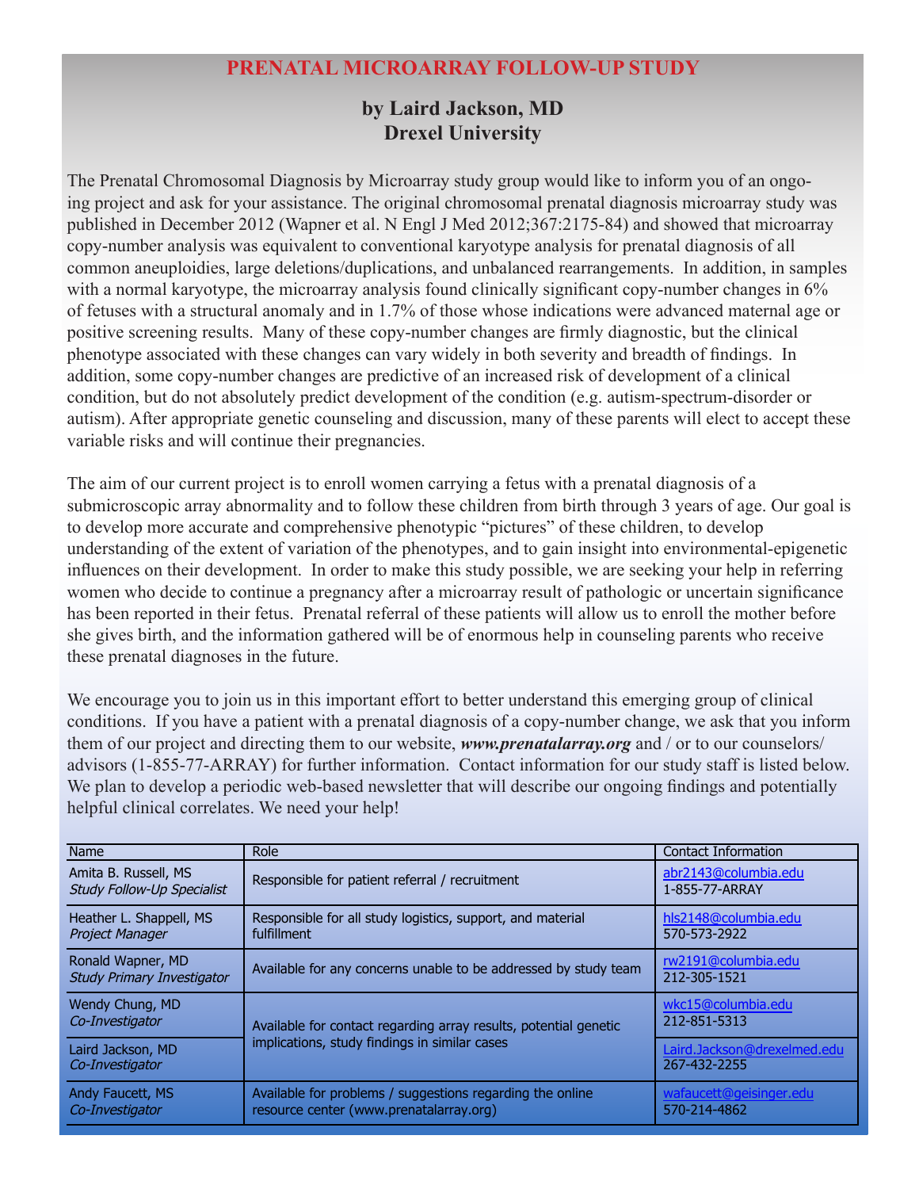# PRENATAL MICROARRAY FOLLOW-UP STUDY

## by Laird Jackson, MD
## Drexel University

The Prenatal Chromosomal Diagnosis by Microarray study group would like to inform you of an ongoing project and ask for your assistance. The original chromosomal prenatal diagnosis microarray study was published in December 2012 (Wapner et al. N Engl J Med 2012;367:2175-84) and showed that microarray copy-number analysis was equivalent to conventional karyotype analysis for prenatal diagnosis of all common aneuploidies, large deletions/duplications, and unbalanced rearrangements. In addition, in samples with a normal karyotype, the microarray analysis found clinically significant copy-number changes in 6% of fetuses with a structural anomaly and in 1.7% of those whose indications were advanced maternal age or positive screening results. Many of these copy-number changes are firmly diagnostic, but the clinical phenotype associated with these changes can vary widely in both severity and breadth of findings. In addition, some copy-number changes are predictive of an increased risk of development of a clinical condition, but do not absolutely predict development of the condition (e.g. autism-spectrum-disorder or autism). After appropriate genetic counseling and discussion, many of these parents will elect to accept these variable risks and will continue their pregnancies.

The aim of our current project is to enroll women carrying a fetus with a prenatal diagnosis of a submicroscopic array abnormality and to follow these children from birth through 3 years of age. Our goal is to develop more accurate and comprehensive phenotypic "pictures" of these children, to develop understanding of the extent of variation of the phenotypes, and to gain insight into environmental-epigenetic influences on their development. In order to make this study possible, we are seeking your help in referring women who decide to continue a pregnancy after a microarray result of pathologic or uncertain significance has been reported in their fetus. Prenatal referral of these patients will allow us to enroll the mother before she gives birth, and the information gathered will be of enormous help in counseling parents who receive these prenatal diagnoses in the future.

We encourage you to join us in this important effort to better understand this emerging group of clinical conditions. If you have a patient with a prenatal diagnosis of a copy-number change, we ask that you inform them of our project and directing them to our website, ***www.prenatalarray.org*** and / or to our counselors/advisors (1-855-77-ARRAY) for further information. Contact information for our study staff is listed below. We plan to develop a periodic web-based newsletter that will describe our ongoing findings and potentially helpful clinical correlates. We need your help!

| Name | Role | Contact Information |
|---|---|---|
| Amita B. Russell, MS<br>*Study Follow-Up Specialist* | Responsible for patient referral / recruitment | abr2143@columbia.edu<br>1-855-77-ARRAY |
| Heather L. Shappell, MS<br>*Project Manager* | Responsible for all study logistics, support, and material fulfillment | hls2148@columbia.edu<br>570-573-2922 |
| Ronald Wapner, MD<br>*Study Primary Investigator* | Available for any concerns unable to be addressed by study team | rw2191@columbia.edu<br>212-305-1521 |
| Wendy Chung, MD<br>*Co-Investigator* | Available for contact regarding array results, potential genetic implications, study findings in similar cases | wkc15@columbia.edu<br>212-851-5313 |
| Laird Jackson, MD<br>*Co-Investigator* | | Laird.Jackson@drexelmed.edu<br>267-432-2255 |
| Andy Faucett, MS<br>*Co-Investigator* | Available for problems / suggestions regarding the online resource center (www.prenatalarray.org) | wafaucett@geisinger.edu<br>570-214-4862 |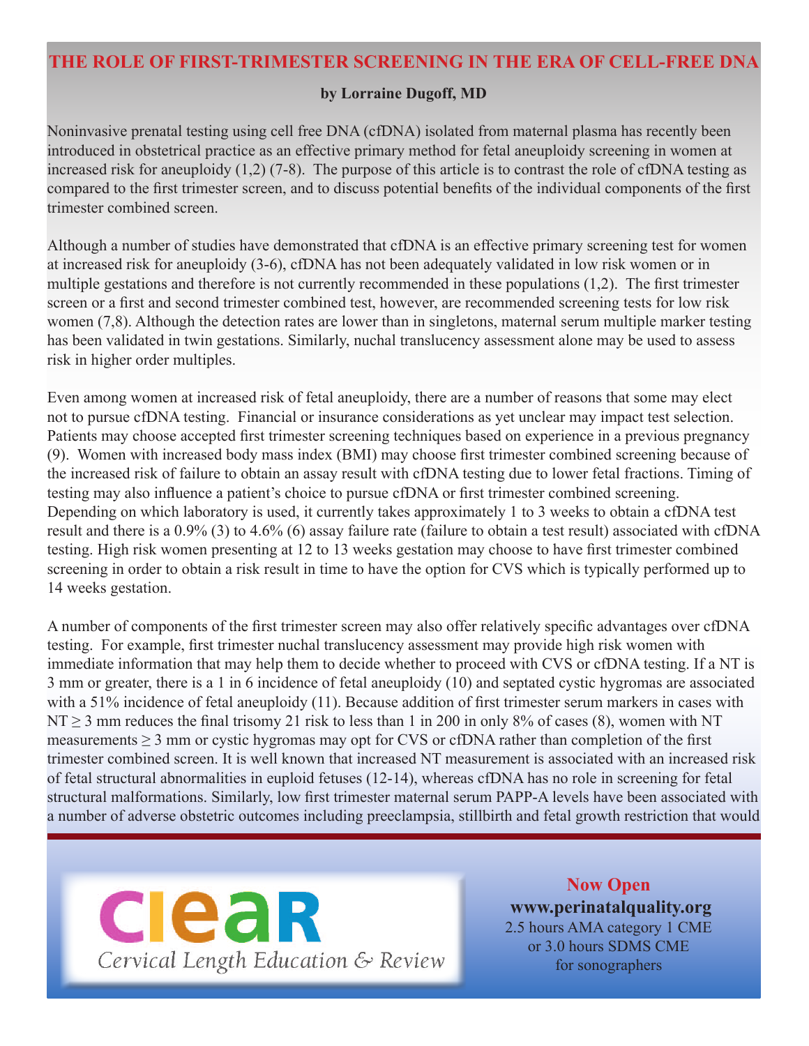# THE ROLE OF FIRST-TRIMESTER SCREENING IN THE ERA OF CELL-FREE DNA

**by Lorraine Dugoff, MD**

Noninvasive prenatal testing using cell free DNA (cfDNA) isolated from maternal plasma has recently been introduced in obstetrical practice as an effective primary method for fetal aneuploidy screening in women at increased risk for aneuploidy (1,2) (7-8). The purpose of this article is to contrast the role of cfDNA testing as compared to the first trimester screen, and to discuss potential benefits of the individual components of the first trimester combined screen.

Although a number of studies have demonstrated that cfDNA is an effective primary screening test for women at increased risk for aneuploidy (3-6), cfDNA has not been adequately validated in low risk women or in multiple gestations and therefore is not currently recommended in these populations (1,2). The first trimester screen or a first and second trimester combined test, however, are recommended screening tests for low risk women (7,8). Although the detection rates are lower than in singletons, maternal serum multiple marker testing has been validated in twin gestations. Similarly, nuchal translucency assessment alone may be used to assess risk in higher order multiples.

Even among women at increased risk of fetal aneuploidy, there are a number of reasons that some may elect not to pursue cfDNA testing. Financial or insurance considerations as yet unclear may impact test selection. Patients may choose accepted first trimester screening techniques based on experience in a previous pregnancy (9). Women with increased body mass index (BMI) may choose first trimester combined screening because of the increased risk of failure to obtain an assay result with cfDNA testing due to lower fetal fractions. Timing of testing may also influence a patient's choice to pursue cfDNA or first trimester combined screening. Depending on which laboratory is used, it currently takes approximately 1 to 3 weeks to obtain a cfDNA test result and there is a 0.9% (3) to 4.6% (6) assay failure rate (failure to obtain a test result) associated with cfDNA testing. High risk women presenting at 12 to 13 weeks gestation may choose to have first trimester combined screening in order to obtain a risk result in time to have the option for CVS which is typically performed up to 14 weeks gestation.

A number of components of the first trimester screen may also offer relatively specific advantages over cfDNA testing. For example, first trimester nuchal translucency assessment may provide high risk women with immediate information that may help them to decide whether to proceed with CVS or cfDNA testing. If a NT is 3 mm or greater, there is a 1 in 6 incidence of fetal aneuploidy (10) and septated cystic hygromas are associated with a 51% incidence of fetal aneuploidy (11). Because addition of first trimester serum markers in cases with NT ≥ 3 mm reduces the final trisomy 21 risk to less than 1 in 200 in only 8% of cases (8), women with NT measurements ≥ 3 mm or cystic hygromas may opt for CVS or cfDNA rather than completion of the first trimester combined screen. It is well known that increased NT measurement is associated with an increased risk of fetal structural abnormalities in euploid fetuses (12-14), whereas cfDNA has no role in screening for fetal structural malformations. Similarly, low first trimester maternal serum PAPP-A levels have been associated with a number of adverse obstetric outcomes including preeclampsia, stillbirth and fetal growth restriction that would

**clear** – *Cervical Length Education & Review*

**Now Open**
**www.perinatalquality.org**
2.5 hours AMA category 1 CME
or 3.0 hours SDMS CME
for sonographers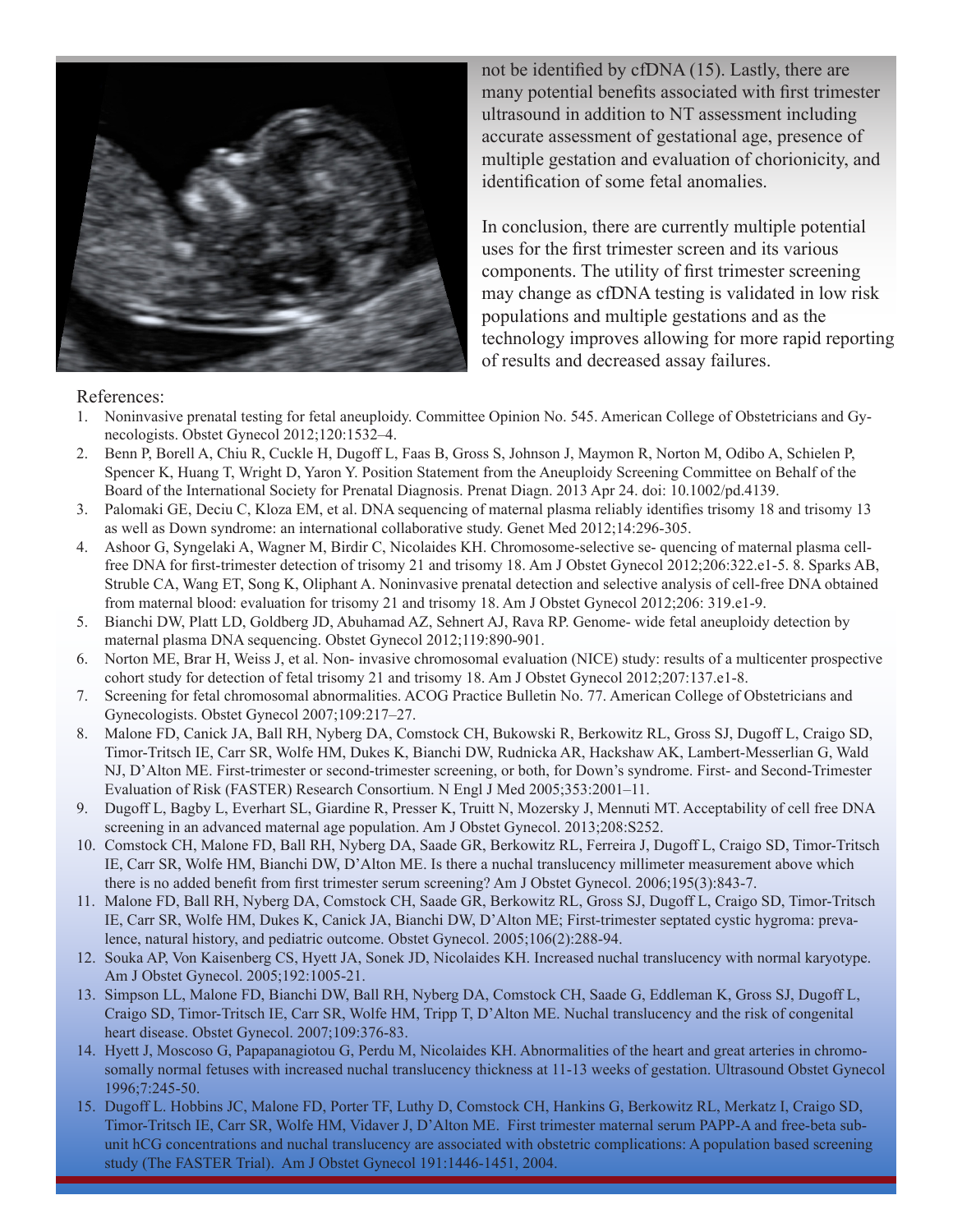not be identified by cfDNA (15). Lastly, there are many potential benefits associated with first trimester ultrasound in addition to NT assessment including accurate assessment of gestational age, presence of multiple gestation and evaluation of chorionicity, and identification of some fetal anomalies.

In conclusion, there are currently multiple potential uses for the first trimester screen and its various components. The utility of first trimester screening may change as cfDNA testing is validated in low risk populations and multiple gestations and as the technology improves allowing for more rapid reporting of results and decreased assay failures.

References:

1. Noninvasive prenatal testing for fetal aneuploidy. Committee Opinion No. 545. American College of Obstetricians and Gynecologists. Obstet Gynecol 2012;120:1532–4.
2. Benn P, Borell A, Chiu R, Cuckle H, Dugoff L, Faas B, Gross S, Johnson J, Maymon R, Norton M, Odibo A, Schielen P, Spencer K, Huang T, Wright D, Yaron Y. Position Statement from the Aneuploidy Screening Committee on Behalf of the Board of the International Society for Prenatal Diagnosis. Prenat Diagn. 2013 Apr 24. doi: 10.1002/pd.4139.
3. Palomaki GE, Deciu C, Kloza EM, et al. DNA sequencing of maternal plasma reliably identifies trisomy 18 and trisomy 13 as well as Down syndrome: an international collaborative study. Genet Med 2012;14:296-305.
4. Ashoor G, Syngelaki A, Wagner M, Birdir C, Nicolaides KH. Chromosome-selective se- quencing of maternal plasma cell-free DNA for first-trimester detection of trisomy 21 and trisomy 18. Am J Obstet Gynecol 2012;206:322.e1-5. 8. Sparks AB, Struble CA, Wang ET, Song K, Oliphant A. Noninvasive prenatal detection and selective analysis of cell-free DNA obtained from maternal blood: evaluation for trisomy 21 and trisomy 18. Am J Obstet Gynecol 2012;206: 319.e1-9.
5. Bianchi DW, Platt LD, Goldberg JD, Abuhamad AZ, Sehnert AJ, Rava RP. Genome- wide fetal aneuploidy detection by maternal plasma DNA sequencing. Obstet Gynecol 2012;119:890-901.
6. Norton ME, Brar H, Weiss J, et al. Non- invasive chromosomal evaluation (NICE) study: results of a multicenter prospective cohort study for detection of fetal trisomy 21 and trisomy 18. Am J Obstet Gynecol 2012;207:137.e1-8.
7. Screening for fetal chromosomal abnormalities. ACOG Practice Bulletin No. 77. American College of Obstetricians and Gynecologists. Obstet Gynecol 2007;109:217–27.
8. Malone FD, Canick JA, Ball RH, Nyberg DA, Comstock CH, Bukowski R, Berkowitz RL, Gross SJ, Dugoff L, Craigo SD, Timor-Tritsch IE, Carr SR, Wolfe HM, Dukes K, Bianchi DW, Rudnicka AR, Hackshaw AK, Lambert-Messerlian G, Wald NJ, D'Alton ME. First-trimester or second-trimester screening, or both, for Down's syndrome. First- and Second-Trimester Evaluation of Risk (FASTER) Research Consortium. N Engl J Med 2005;353:2001–11.
9. Dugoff L, Bagby L, Everhart SL, Giardine R, Presser K, Truitt N, Mozersky J, Mennuti MT. Acceptability of cell free DNA screening in an advanced maternal age population. Am J Obstet Gynecol. 2013;208:S252.
10. Comstock CH, Malone FD, Ball RH, Nyberg DA, Saade GR, Berkowitz RL, Ferreira J, Dugoff L, Craigo SD, Timor-Tritsch IE, Carr SR, Wolfe HM, Bianchi DW, D'Alton ME. Is there a nuchal translucency millimeter measurement above which there is no added benefit from first trimester serum screening? Am J Obstet Gynecol. 2006;195(3):843-7.
11. Malone FD, Ball RH, Nyberg DA, Comstock CH, Saade GR, Berkowitz RL, Gross SJ, Dugoff L, Craigo SD, Timor-Tritsch IE, Carr SR, Wolfe HM, Dukes K, Canick JA, Bianchi DW, D'Alton ME; First-trimester septated cystic hygroma: prevalence, natural history, and pediatric outcome. Obstet Gynecol. 2005;106(2):288-94.
12. Souka AP, Von Kaisenberg CS, Hyett JA, Sonek JD, Nicolaides KH. Increased nuchal translucency with normal karyotype. Am J Obstet Gynecol. 2005;192:1005-21.
13. Simpson LL, Malone FD, Bianchi DW, Ball RH, Nyberg DA, Comstock CH, Saade G, Eddleman K, Gross SJ, Dugoff L, Craigo SD, Timor-Tritsch IE, Carr SR, Wolfe HM, Tripp T, D'Alton ME. Nuchal translucency and the risk of congenital heart disease. Obstet Gynecol. 2007;109:376-83.
14. Hyett J, Moscoso G, Papapanagiotou G, Perdu M, Nicolaides KH. Abnormalities of the heart and great arteries in chromosomally normal fetuses with increased nuchal translucency thickness at 11-13 weeks of gestation. Ultrasound Obstet Gynecol 1996;7:245-50.
15. Dugoff L. Hobbins JC, Malone FD, Porter TF, Luthy D, Comstock CH, Hankins G, Berkowitz RL, Merkatz I, Craigo SD, Timor-Tritsch IE, Carr SR, Wolfe HM, Vidaver J, D'Alton ME. First trimester maternal serum PAPP-A and free-beta subunit hCG concentrations and nuchal translucency are associated with obstetric complications: A population based screening study (The FASTER Trial). Am J Obstet Gynecol 191:1446-1451, 2004.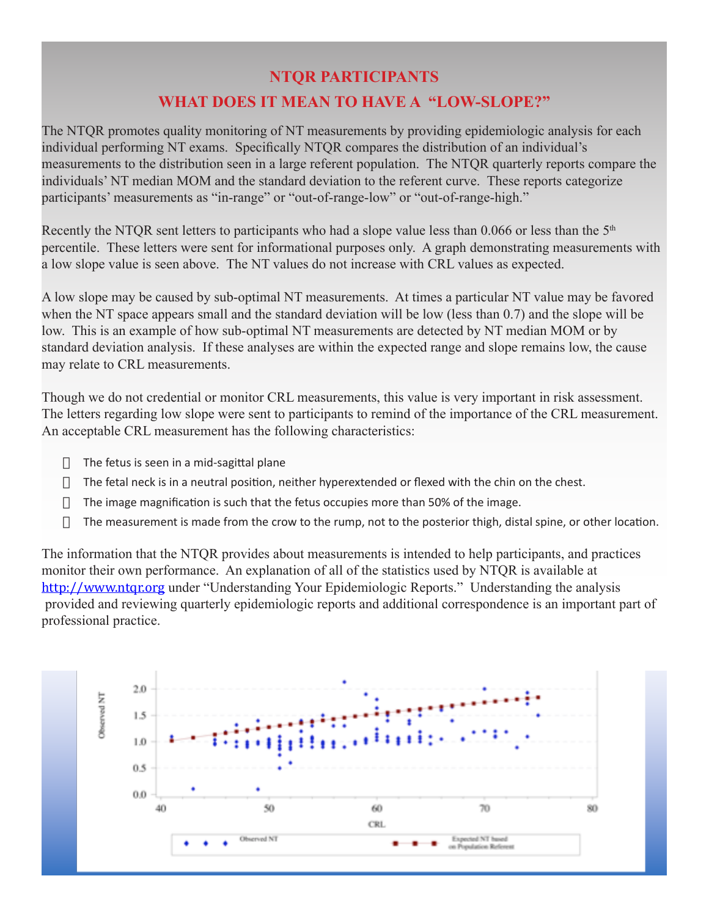## NTQR PARTICIPANTS

## WHAT DOES IT MEAN TO HAVE A "LOW-SLOPE?"

The NTQR promotes quality monitoring of NT measurements by providing epidemiologic analysis for each individual performing NT exams. Specifically NTQR compares the distribution of an individual's measurements to the distribution seen in a large referent population. The NTQR quarterly reports compare the individuals' NT median MOM and the standard deviation to the referent curve. These reports categorize participants' measurements as "in-range" or "out-of-range-low" or "out-of-range-high."

Recently the NTQR sent letters to participants who had a slope value less than 0.066 or less than the 5th percentile. These letters were sent for informational purposes only. A graph demonstrating measurements with a low slope value is seen above. The NT values do not increase with CRL values as expected.

A low slope may be caused by sub-optimal NT measurements. At times a particular NT value may be favored when the NT space appears small and the standard deviation will be low (less than 0.7) and the slope will be low. This is an example of how sub-optimal NT measurements are detected by NT median MOM or by standard deviation analysis. If these analyses are within the expected range and slope remains low, the cause may relate to CRL measurements.

Though we do not credential or monitor CRL measurements, this value is very important in risk assessment. The letters regarding low slope were sent to participants to remind of the importance of the CRL measurement. An acceptable CRL measurement has the following characteristics:

- The fetus is seen in a mid-sagittal plane
- The fetal neck is in a neutral position, neither hyperextended or flexed with the chin on the chest.
- The image magnification is such that the fetus occupies more than 50% of the image.
- The measurement is made from the crow to the rump, not to the posterior thigh, distal spine, or other location.

The information that the NTQR provides about measurements is intended to help participants, and practices monitor their own performance. An explanation of all of the statistics used by NTQR is available at http://www.ntqr.org under "Understanding Your Epidemiologic Reports." Understanding the analysis provided and reviewing quarterly epidemiologic reports and additional correspondence is an important part of professional practice.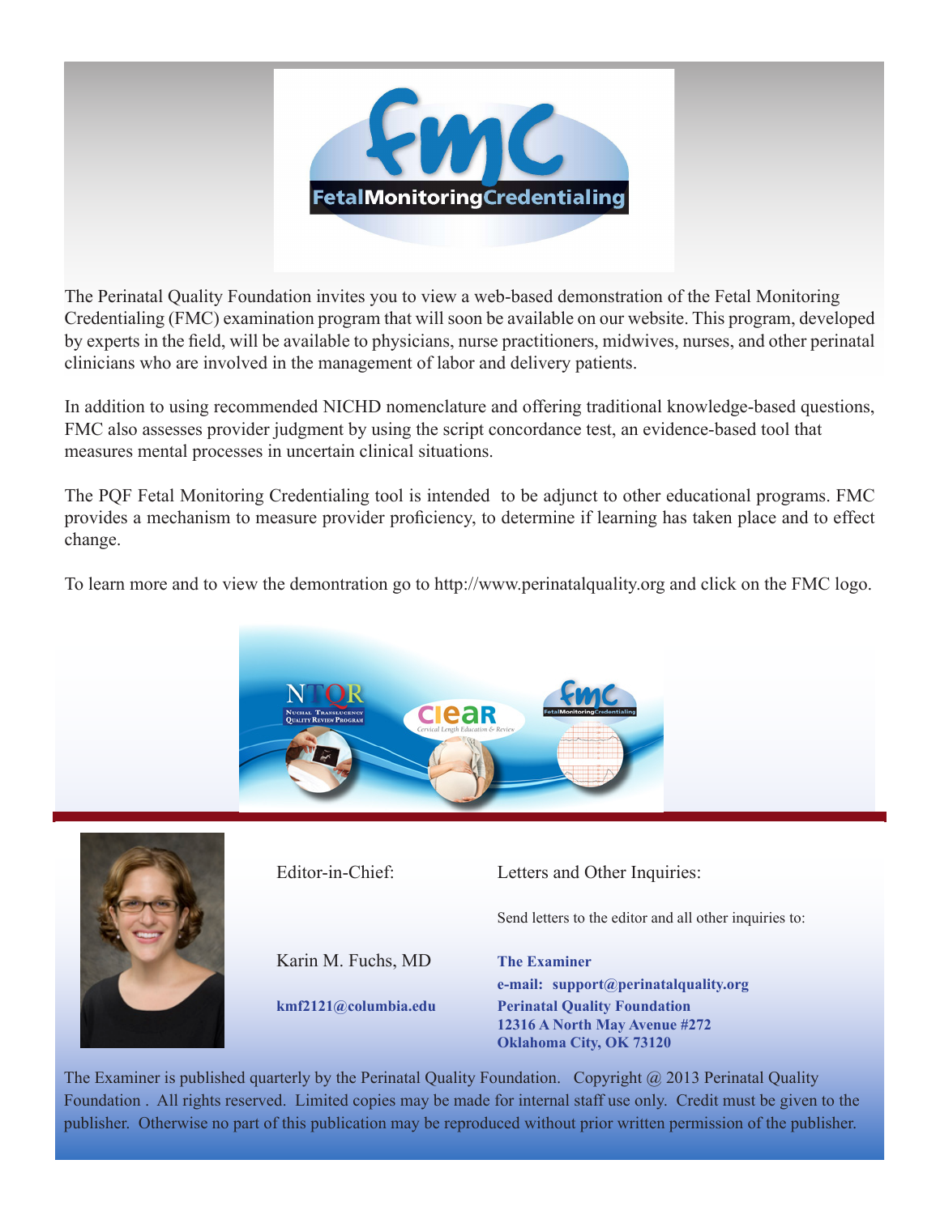The Perinatal Quality Foundation invites you to view a web-based demonstration of the Fetal Monitoring Credentialing (FMC) examination program that will soon be available on our website. This program, developed by experts in the field, will be available to physicians, nurse practitioners, midwives, nurses, and other perinatal clinicians who are involved in the management of labor and delivery patients.

In addition to using recommended NICHD nomenclature and offering traditional knowledge-based questions, FMC also assesses provider judgment by using the script concordance test, an evidence-based tool that measures mental processes in uncertain clinical situations.

The PQF Fetal Monitoring Credentialing tool is intended to be adjunct to other educational programs. FMC provides a mechanism to measure provider proficiency, to determine if learning has taken place and to effect change.

To learn more and to view the demontration go to http://www.perinatalquality.org and click on the FMC logo.

Editor-in-Chief:

Karin M. Fuchs, MD

**kmf2121@columbia.edu**

Letters and Other Inquiries:

Send letters to the editor and all other inquiries to:

**The Examiner**
**e-mail: support@perinatalquality.org**
**Perinatal Quality Foundation**
**12316 A North May Avenue #272**
**Oklahoma City, OK 73120**

The Examiner is published quarterly by the Perinatal Quality Foundation. Copyright @ 2013 Perinatal Quality Foundation . All rights reserved. Limited copies may be made for internal staff use only. Credit must be given to the publisher. Otherwise no part of this publication may be reproduced without prior written permission of the publisher.